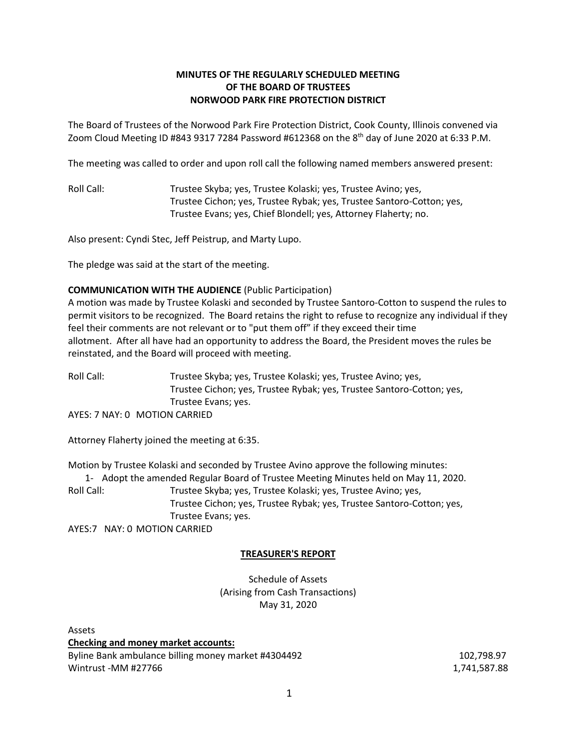**MINUTES OF THE REGULARLY SCHEDULED MEETING**
**OF THE BOARD OF TRUSTEES**
**NORWOOD PARK FIRE PROTECTION DISTRICT**

The Board of Trustees of the Norwood Park Fire Protection District, Cook County, Illinois convened via Zoom Cloud Meeting ID #843 9317 7284 Password #612368 on the 8th day of June 2020 at 6:33 P.M.

The meeting was called to order and upon roll call the following named members answered present:

Roll Call: Trustee Skyba; yes, Trustee Kolaski; yes, Trustee Avino; yes, Trustee Cichon; yes, Trustee Rybak; yes, Trustee Santoro-Cotton; yes, Trustee Evans; yes, Chief Blondell; yes, Attorney Flaherty; no.

Also present: Cyndi Stec, Jeff Peistrup, and Marty Lupo.

The pledge was said at the start of the meeting.

**COMMUNICATION WITH THE AUDIENCE** (Public Participation)

A motion was made by Trustee Kolaski and seconded by Trustee Santoro-Cotton to suspend the rules to permit visitors to be recognized. The Board retains the right to refuse to recognize any individual if they feel their comments are not relevant or to "put them off" if they exceed their time allotment. After all have had an opportunity to address the Board, the President moves the rules be reinstated, and the Board will proceed with meeting.

Roll Call: Trustee Skyba; yes, Trustee Kolaski; yes, Trustee Avino; yes, Trustee Cichon; yes, Trustee Rybak; yes, Trustee Santoro-Cotton; yes, Trustee Evans; yes.

AYES: 7 NAY: 0 MOTION CARRIED

Attorney Flaherty joined the meeting at 6:35.

Motion by Trustee Kolaski and seconded by Trustee Avino approve the following minutes:

1- Adopt the amended Regular Board of Trustee Meeting Minutes held on May 11, 2020.

Roll Call: Trustee Skyba; yes, Trustee Kolaski; yes, Trustee Avino; yes, Trustee Cichon; yes, Trustee Rybak; yes, Trustee Santoro-Cotton; yes, Trustee Evans; yes.

AYES:7 NAY: 0 MOTION CARRIED

**TREASURER'S REPORT**

Schedule of Assets
(Arising from Cash Transactions)
May 31, 2020

Assets

**Checking and money market accounts:**

| | |
|---|---|
| Byline Bank ambulance billing money market #4304492 | 102,798.97 |
| Wintrust -MM #27766 | 1,741,587.88 |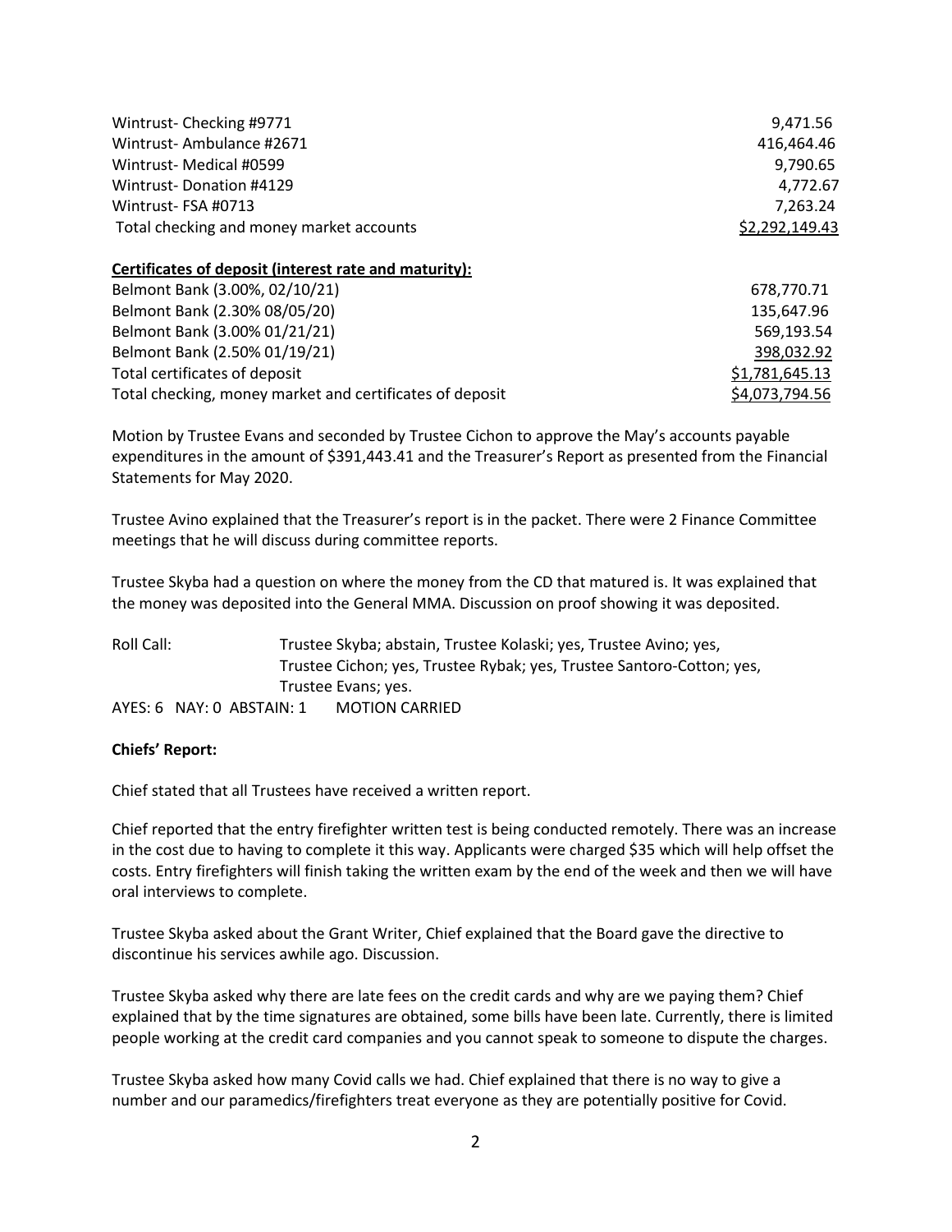| | |
|---|---|
| Wintrust- Checking #9771 | 9,471.56 |
| Wintrust- Ambulance #2671 | 416,464.46 |
| Wintrust- Medical #0599 | 9,790.65 |
| Wintrust- Donation #4129 | 4,772.67 |
| Wintrust- FSA #0713 | 7,263.24 |
| Total checking and money market accounts | $2,292,149.43 |

**Certificates of deposit (interest rate and maturity):**

| | |
|---|---|
| Belmont Bank (3.00%, 02/10/21) | 678,770.71 |
| Belmont Bank (2.30% 08/05/20) | 135,647.96 |
| Belmont Bank (3.00% 01/21/21) | 569,193.54 |
| Belmont Bank (2.50% 01/19/21) | 398,032.92 |
| Total certificates of deposit | $1,781,645.13 |
| Total checking, money market and certificates of deposit | $4,073,794.56 |

Motion by Trustee Evans and seconded by Trustee Cichon to approve the May's accounts payable expenditures in the amount of $391,443.41 and the Treasurer's Report as presented from the Financial Statements for May 2020.

Trustee Avino explained that the Treasurer's report is in the packet. There were 2 Finance Committee meetings that he will discuss during committee reports.

Trustee Skyba had a question on where the money from the CD that matured is. It was explained that the money was deposited into the General MMA. Discussion on proof showing it was deposited.

Roll Call: Trustee Skyba; abstain, Trustee Kolaski; yes, Trustee Avino; yes, Trustee Cichon; yes, Trustee Rybak; yes, Trustee Santoro-Cotton; yes, Trustee Evans; yes.

AYES: 6 NAY: 0 ABSTAIN: 1 MOTION CARRIED

**Chiefs' Report:**

Chief stated that all Trustees have received a written report.

Chief reported that the entry firefighter written test is being conducted remotely. There was an increase in the cost due to having to complete it this way. Applicants were charged $35 which will help offset the costs. Entry firefighters will finish taking the written exam by the end of the week and then we will have oral interviews to complete.

Trustee Skyba asked about the Grant Writer, Chief explained that the Board gave the directive to discontinue his services awhile ago. Discussion.

Trustee Skyba asked why there are late fees on the credit cards and why are we paying them? Chief explained that by the time signatures are obtained, some bills have been late. Currently, there is limited people working at the credit card companies and you cannot speak to someone to dispute the charges.

Trustee Skyba asked how many Covid calls we had. Chief explained that there is no way to give a number and our paramedics/firefighters treat everyone as they are potentially positive for Covid.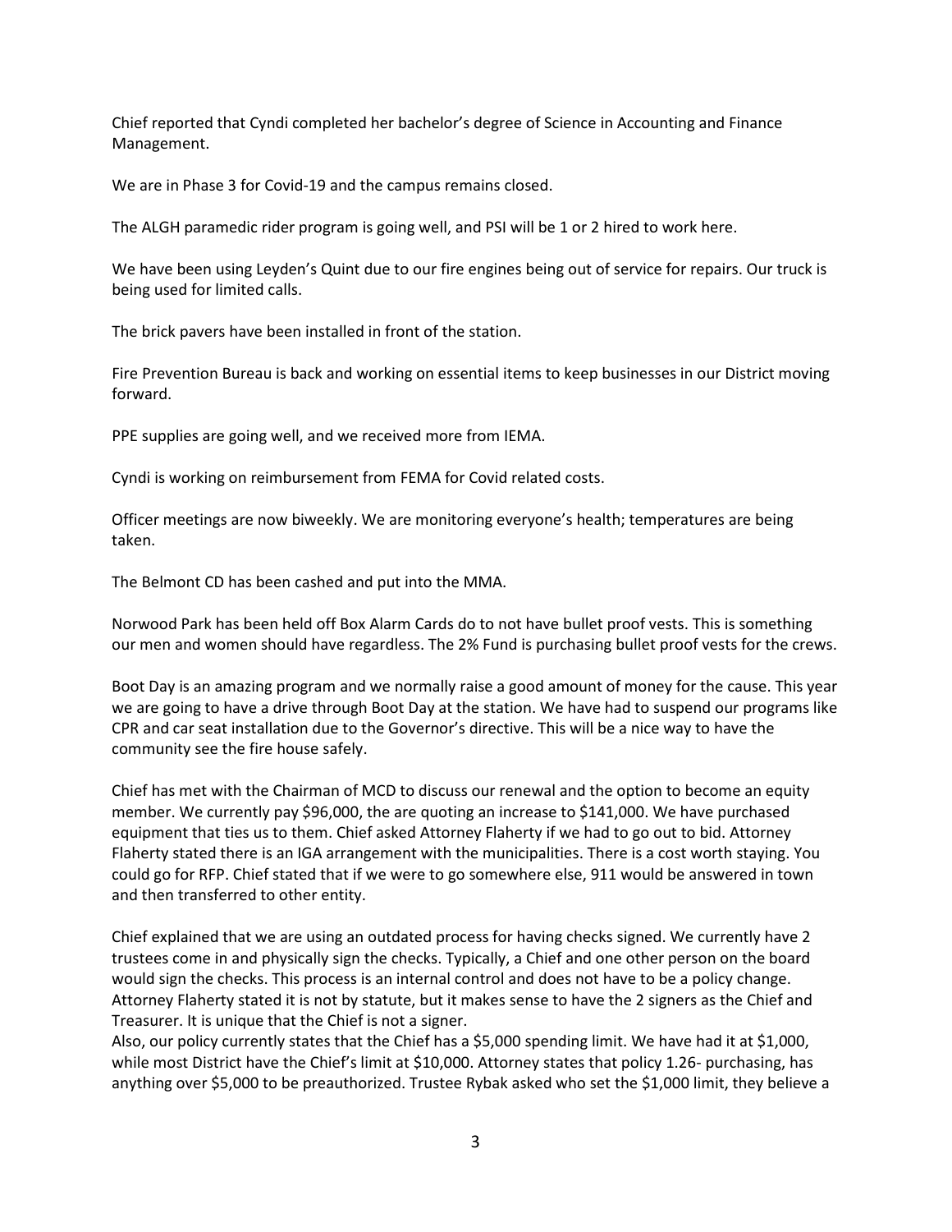Chief reported that Cyndi completed her bachelor's degree of Science in Accounting and Finance Management.

We are in Phase 3 for Covid-19 and the campus remains closed.

The ALGH paramedic rider program is going well, and PSI will be 1 or 2 hired to work here.

We have been using Leyden's Quint due to our fire engines being out of service for repairs. Our truck is being used for limited calls.

The brick pavers have been installed in front of the station.

Fire Prevention Bureau is back and working on essential items to keep businesses in our District moving forward.

PPE supplies are going well, and we received more from IEMA.

Cyndi is working on reimbursement from FEMA for Covid related costs.

Officer meetings are now biweekly. We are monitoring everyone's health; temperatures are being taken.

The Belmont CD has been cashed and put into the MMA.

Norwood Park has been held off Box Alarm Cards do to not have bullet proof vests. This is something our men and women should have regardless. The 2% Fund is purchasing bullet proof vests for the crews.

Boot Day is an amazing program and we normally raise a good amount of money for the cause. This year we are going to have a drive through Boot Day at the station. We have had to suspend our programs like CPR and car seat installation due to the Governor's directive. This will be a nice way to have the community see the fire house safely.

Chief has met with the Chairman of MCD to discuss our renewal and the option to become an equity member. We currently pay $96,000, the are quoting an increase to $141,000. We have purchased equipment that ties us to them. Chief asked Attorney Flaherty if we had to go out to bid. Attorney Flaherty stated there is an IGA arrangement with the municipalities. There is a cost worth staying. You could go for RFP. Chief stated that if we were to go somewhere else, 911 would be answered in town and then transferred to other entity.

Chief explained that we are using an outdated process for having checks signed. We currently have 2 trustees come in and physically sign the checks. Typically, a Chief and one other person on the board would sign the checks. This process is an internal control and does not have to be a policy change. Attorney Flaherty stated it is not by statute, but it makes sense to have the 2 signers as the Chief and Treasurer. It is unique that the Chief is not a signer.
Also, our policy currently states that the Chief has a $5,000 spending limit. We have had it at $1,000, while most District have the Chief's limit at $10,000. Attorney states that policy 1.26- purchasing, has anything over $5,000 to be preauthorized. Trustee Rybak asked who set the $1,000 limit, they believe a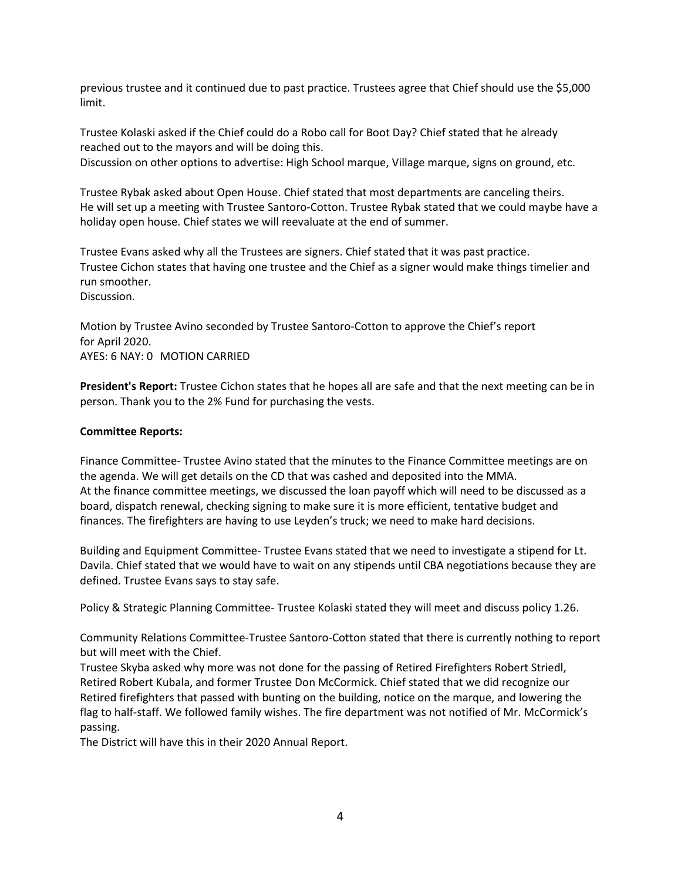previous trustee and it continued due to past practice. Trustees agree that Chief should use the $5,000 limit.

Trustee Kolaski asked if the Chief could do a Robo call for Boot Day? Chief stated that he already reached out to the mayors and will be doing this.
Discussion on other options to advertise: High School marque, Village marque, signs on ground, etc.

Trustee Rybak asked about Open House. Chief stated that most departments are canceling theirs. He will set up a meeting with Trustee Santoro-Cotton. Trustee Rybak stated that we could maybe have a holiday open house. Chief states we will reevaluate at the end of summer.

Trustee Evans asked why all the Trustees are signers. Chief stated that it was past practice.
Trustee Cichon states that having one trustee and the Chief as a signer would make things timelier and run smoother.
Discussion.

Motion by Trustee Avino seconded by Trustee Santoro-Cotton to approve the Chief's report for April 2020.
AYES: 6 NAY: 0 MOTION CARRIED

**President's Report:** Trustee Cichon states that he hopes all are safe and that the next meeting can be in person. Thank you to the 2% Fund for purchasing the vests.

**Committee Reports:**

Finance Committee- Trustee Avino stated that the minutes to the Finance Committee meetings are on the agenda. We will get details on the CD that was cashed and deposited into the MMA.
At the finance committee meetings, we discussed the loan payoff which will need to be discussed as a board, dispatch renewal, checking signing to make sure it is more efficient, tentative budget and finances. The firefighters are having to use Leyden's truck; we need to make hard decisions.

Building and Equipment Committee- Trustee Evans stated that we need to investigate a stipend for Lt. Davila. Chief stated that we would have to wait on any stipends until CBA negotiations because they are defined. Trustee Evans says to stay safe.

Policy & Strategic Planning Committee- Trustee Kolaski stated they will meet and discuss policy 1.26.

Community Relations Committee-Trustee Santoro-Cotton stated that there is currently nothing to report but will meet with the Chief.
Trustee Skyba asked why more was not done for the passing of Retired Firefighters Robert Striedl, Retired Robert Kubala, and former Trustee Don McCormick. Chief stated that we did recognize our Retired firefighters that passed with bunting on the building, notice on the marque, and lowering the flag to half-staff. We followed family wishes. The fire department was not notified of Mr. McCormick's passing.
The District will have this in their 2020 Annual Report.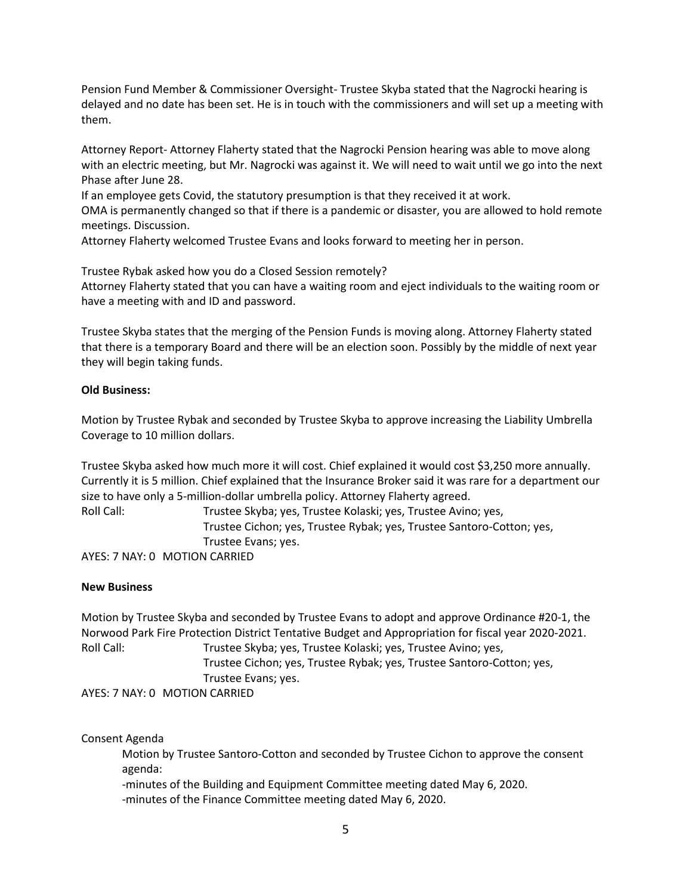Pension Fund Member & Commissioner Oversight- Trustee Skyba stated that the Nagrocki hearing is delayed and no date has been set. He is in touch with the commissioners and will set up a meeting with them.

Attorney Report- Attorney Flaherty stated that the Nagrocki Pension hearing was able to move along with an electric meeting, but Mr. Nagrocki was against it. We will need to wait until we go into the next Phase after June 28.
If an employee gets Covid, the statutory presumption is that they received it at work.
OMA is permanently changed so that if there is a pandemic or disaster, you are allowed to hold remote meetings. Discussion.
Attorney Flaherty welcomed Trustee Evans and looks forward to meeting her in person.

Trustee Rybak asked how you do a Closed Session remotely?
Attorney Flaherty stated that you can have a waiting room and eject individuals to the waiting room or have a meeting with and ID and password.

Trustee Skyba states that the merging of the Pension Funds is moving along. Attorney Flaherty stated that there is a temporary Board and there will be an election soon. Possibly by the middle of next year they will begin taking funds.

**Old Business:**

Motion by Trustee Rybak and seconded by Trustee Skyba to approve increasing the Liability Umbrella Coverage to 10 million dollars.

Trustee Skyba asked how much more it will cost. Chief explained it would cost $3,250 more annually. Currently it is 5 million. Chief explained that the Insurance Broker said it was rare for a department our size to have only a 5-million-dollar umbrella policy. Attorney Flaherty agreed.

Roll Call: Trustee Skyba; yes, Trustee Kolaski; yes, Trustee Avino; yes, Trustee Cichon; yes, Trustee Rybak; yes, Trustee Santoro-Cotton; yes, Trustee Evans; yes.

AYES: 7 NAY: 0 MOTION CARRIED

**New Business**

Motion by Trustee Skyba and seconded by Trustee Evans to adopt and approve Ordinance #20-1, the Norwood Park Fire Protection District Tentative Budget and Appropriation for fiscal year 2020-2021.

Roll Call: Trustee Skyba; yes, Trustee Kolaski; yes, Trustee Avino; yes, Trustee Cichon; yes, Trustee Rybak; yes, Trustee Santoro-Cotton; yes, Trustee Evans; yes.

AYES: 7 NAY: 0 MOTION CARRIED

Consent Agenda

Motion by Trustee Santoro-Cotton and seconded by Trustee Cichon to approve the consent agenda:

-minutes of the Building and Equipment Committee meeting dated May 6, 2020.
-minutes of the Finance Committee meeting dated May 6, 2020.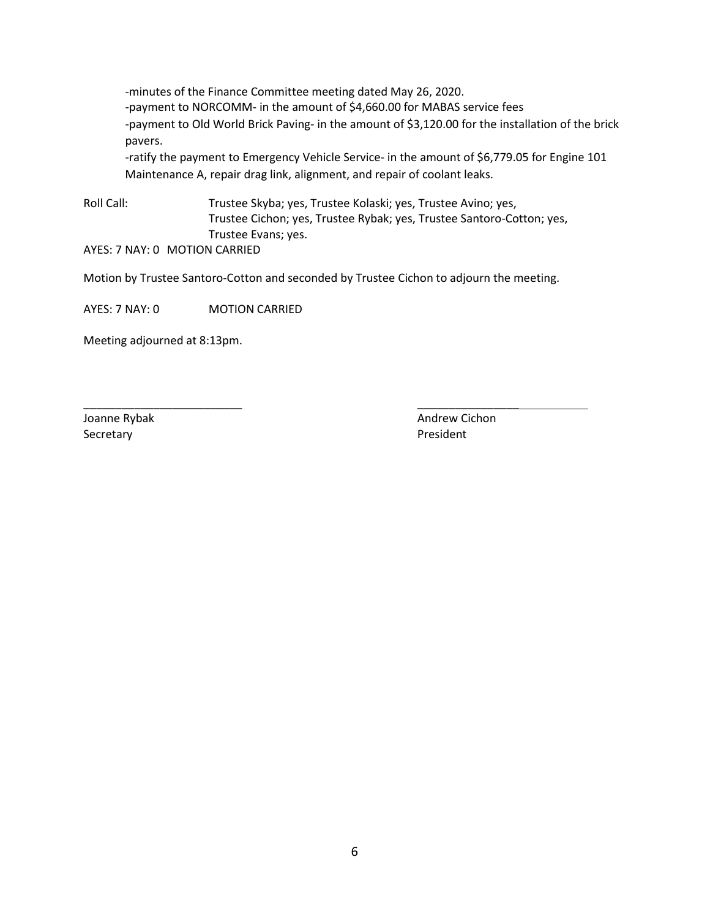-minutes of the Finance Committee meeting dated May 26, 2020.
-payment to NORCOMM- in the amount of $4,660.00 for MABAS service fees
-payment to Old World Brick Paving- in the amount of $3,120.00 for the installation of the brick pavers.
-ratify the payment to Emergency Vehicle Service- in the amount of $6,779.05 for Engine 101 Maintenance A, repair drag link, alignment, and repair of coolant leaks.

Roll Call: Trustee Skyba; yes, Trustee Kolaski; yes, Trustee Avino; yes, Trustee Cichon; yes, Trustee Rybak; yes, Trustee Santoro-Cotton; yes, Trustee Evans; yes.

AYES: 7 NAY: 0 MOTION CARRIED

Motion by Trustee Santoro-Cotton and seconded by Trustee Cichon to adjourn the meeting.

AYES: 7 NAY: 0 MOTION CARRIED

Meeting adjourned at 8:13pm.

\_\_\_\_\_\_\_\_\_\_\_\_\_\_\_\_\_\_\_\_\_\_\_\_\_
Joanne Rybak
Secretary

\_\_\_\_\_\_\_\_\_\_\_\_\_\_\_\_\_\_\_\_\_\_\_\_\_
Andrew Cichon
President